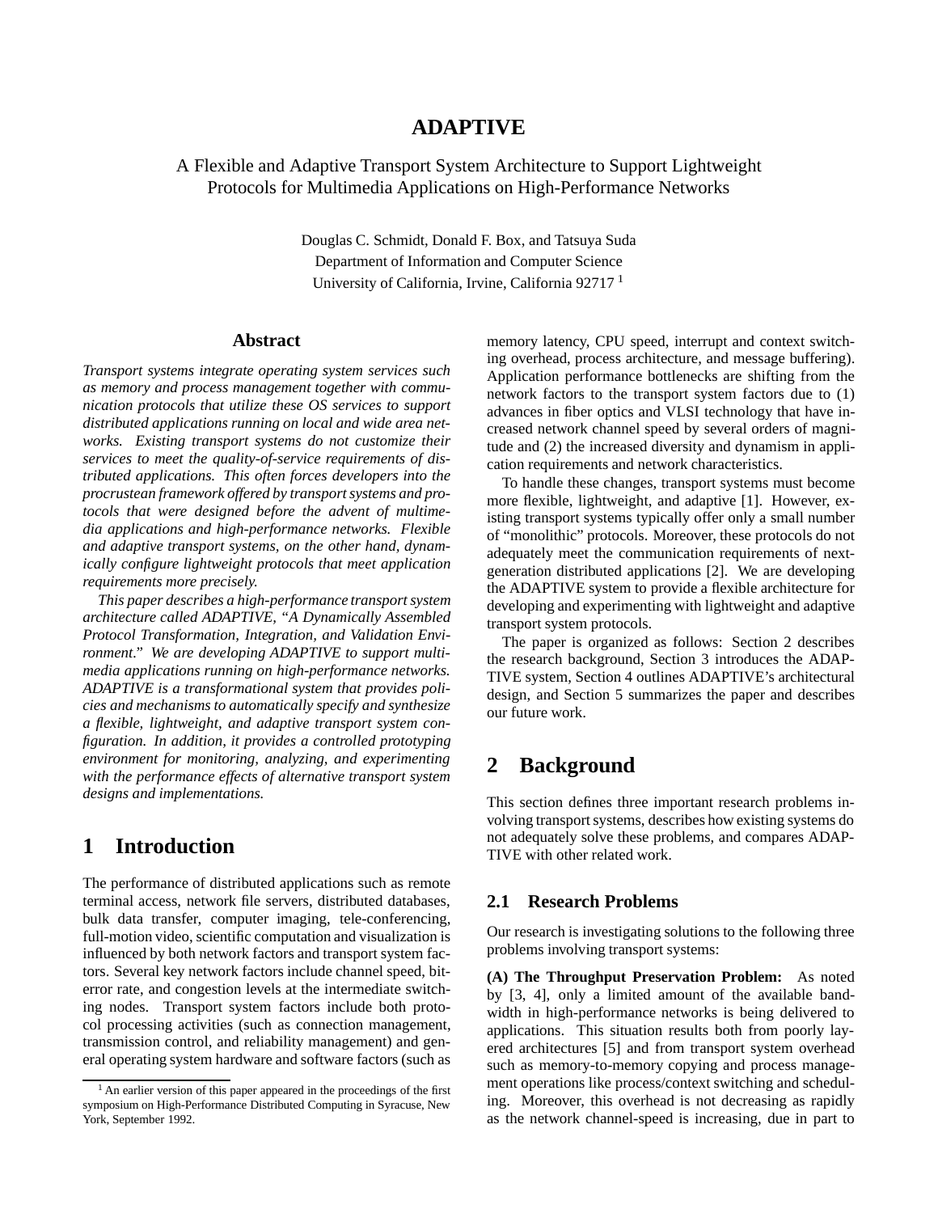# ADAPTIVE

A Flexible and Adaptive Transport System Architecture to Support Lightweight Protocols for Multimedia Applications on High-Performance Networks

Douglas C. Schmidt, Donald F. Box, and Tatsuya Suda
Department of Information and Computer Science
University of California, Irvine, California 92717 [1]

## Abstract

*Transport systems integrate operating system services such as memory and process management together with communication protocols that utilize these OS services to support distributed applications running on local and wide area networks. Existing transport systems do not customize their services to meet the quality-of-service requirements of distributed applications. This often forces developers into the procrustean framework offered by transport systems and protocols that were designed before the advent of multimedia applications and high-performance networks. Flexible and adaptive transport systems, on the other hand, dynamically configure lightweight protocols that meet application requirements more precisely.*

*This paper describes a high-performance transport system architecture called ADAPTIVE, "A Dynamically Assembled Protocol Transformation, Integration, and Validation Environment." We are developing ADAPTIVE to support multimedia applications running on high-performance networks. ADAPTIVE is a transformational system that provides policies and mechanisms to automatically specify and synthesize a flexible, lightweight, and adaptive transport system configuration. In addition, it provides a controlled prototyping environment for monitoring, analyzing, and experimenting with the performance effects of alternative transport system designs and implementations.*

## 1 Introduction

The performance of distributed applications such as remote terminal access, network file servers, distributed databases, bulk data transfer, computer imaging, tele-conferencing, full-motion video, scientific computation and visualization is influenced by both network factors and transport system factors. Several key network factors include channel speed, bit-error rate, and congestion levels at the intermediate switching nodes. Transport system factors include both protocol processing activities (such as connection management, transmission control, and reliability management) and general operating system hardware and software factors (such as memory latency, CPU speed, interrupt and context switching overhead, process architecture, and message buffering). Application performance bottlenecks are shifting from the network factors to the transport system factors due to (1) advances in fiber optics and VLSI technology that have increased network channel speed by several orders of magnitude and (2) the increased diversity and dynamism in application requirements and network characteristics.

To handle these changes, transport systems must become more flexible, lightweight, and adaptive [1]. However, existing transport systems typically offer only a small number of "monolithic" protocols. Moreover, these protocols do not adequately meet the communication requirements of next-generation distributed applications [2]. We are developing the ADAPTIVE system to provide a flexible architecture for developing and experimenting with lightweight and adaptive transport system protocols.

The paper is organized as follows: Section 2 describes the research background, Section 3 introduces the ADAPTIVE system, Section 4 outlines ADAPTIVE's architectural design, and Section 5 summarizes the paper and describes our future work.

## 2 Background

This section defines three important research problems involving transport systems, describes how existing systems do not adequately solve these problems, and compares ADAPTIVE with other related work.

### 2.1 Research Problems

Our research is investigating solutions to the following three problems involving transport systems:

**(A) The Throughput Preservation Problem:** As noted by [3, 4], only a limited amount of the available bandwidth in high-performance networks is being delivered to applications. This situation results both from poorly layered architectures [5] and from transport system overhead such as memory-to-memory copying and process management operations like process/context switching and scheduling. Moreover, this overhead is not decreasing as rapidly as the network channel-speed is increasing, due in part to

[1] An earlier version of this paper appeared in the proceedings of the first symposium on High-Performance Distributed Computing in Syracuse, New York, September 1992.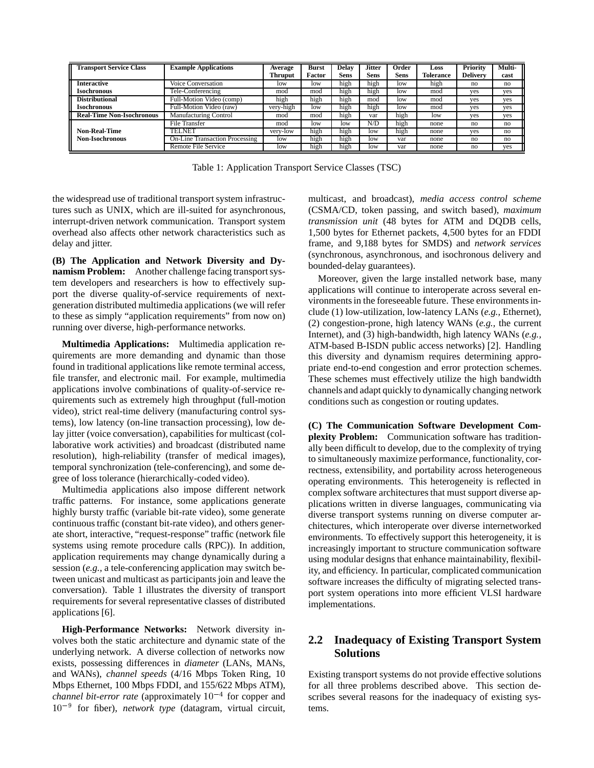| Transport Service Class | Example Applications | Average Thruput | Burst Factor | Delay Sens | Jitter Sens | Order Sens | Loss Tolerance | Priority Delivery | Multi-cast |
|---|---|---|---|---|---|---|---|---|---|
| **Interactive Isochronous** | Voice Conversation | low | low | high | high | low | high | no | no |
| | Tele-Conferencing | mod | mod | high | high | low | mod | yes | yes |
| **Distributional Isochronous** | Full-Motion Video (comp) | high | high | high | mod | low | mod | yes | yes |
| | Full-Motion Video (raw) | very-high | low | high | high | low | mod | yes | yes |
| **Real-Time Non-Isochronous** | Manufacturing Control | mod | mod | high | var | high | low | yes | yes |
| **Non-Real-Time Non-Isochronous** | File Transfer | mod | low | low | N/D | high | none | no | no |
| | TELNET | very-low | high | high | low | high | none | yes | no |
| | On-Line Transaction Processing | low | high | high | low | var | none | no | no |
| | Remote File Service | low | high | high | low | var | none | no | yes |

Table 1: Application Transport Service Classes (TSC)

the widespread use of traditional transport system infrastructures such as UNIX, which are ill-suited for asynchronous, interrupt-driven network communication. Transport system overhead also affects other network characteristics such as delay and jitter.

**(B) The Application and Network Diversity and Dynamism Problem:** Another challenge facing transport system developers and researchers is how to effectively support the diverse quality-of-service requirements of next-generation distributed multimedia applications (we will refer to these as simply "application requirements" from now on) running over diverse, high-performance networks.

**Multimedia Applications:** Multimedia application requirements are more demanding and dynamic than those found in traditional applications like remote terminal access, file transfer, and electronic mail. For example, multimedia applications involve combinations of quality-of-service requirements such as extremely high throughput (full-motion video), strict real-time delivery (manufacturing control systems), low latency (on-line transaction processing), low delay jitter (voice conversation), capabilities for multicast (collaborative work activities) and broadcast (distributed name resolution), high-reliability (transfer of medical images), temporal synchronization (tele-conferencing), and some degree of loss tolerance (hierarchically-coded video).

Multimedia applications also impose different network traffic patterns. For instance, some applications generate highly bursty traffic (variable bit-rate video), some generate continuous traffic (constant bit-rate video), and others generate short, interactive, "request-response" traffic (network file systems using remote procedure calls (RPC)). In addition, application requirements may change dynamically during a session (*e.g.,* a tele-conferencing application may switch between unicast and multicast as participants join and leave the conversation). Table 1 illustrates the diversity of transport requirements for several representative classes of distributed applications [6].

**High-Performance Networks:** Network diversity involves both the static architecture and dynamic state of the underlying network. A diverse collection of networks now exists, possessing differences in *diameter* (LANs, MANs, and WANs), *channel speeds* (4/16 Mbps Token Ring, 10 Mbps Ethernet, 100 Mbps FDDI, and 155/622 Mbps ATM), *channel bit-error rate* (approximately $10^{-4}$ for copper and $10^{-9}$ for fiber), *network type* (datagram, virtual circuit, multicast, and broadcast), *media access control scheme* (CSMA/CD, token passing, and switch based), *maximum transmission unit* (48 bytes for ATM and DQDB cells, 1,500 bytes for Ethernet packets, 4,500 bytes for an FDDI frame, and 9,188 bytes for SMDS) and *network services* (synchronous, asynchronous, and isochronous delivery and bounded-delay guarantees).

Moreover, given the large installed network base, many applications will continue to interoperate across several environments in the foreseeable future. These environments include (1) low-utilization, low-latency LANs (*e.g.,* Ethernet), (2) congestion-prone, high latency WANs (*e.g.,* the current Internet), and (3) high-bandwidth, high latency WANs (*e.g.,* ATM-based B-ISDN public access networks) [2]. Handling this diversity and dynamism requires determining appropriate end-to-end congestion and error protection schemes. These schemes must effectively utilize the high bandwidth channels and adapt quickly to dynamically changing network conditions such as congestion or routing updates.

**(C) The Communication Software Development Complexity Problem:** Communication software has traditionally been difficult to develop, due to the complexity of trying to simultaneously maximize performance, functionality, correctness, extensibility, and portability across heterogeneous operating environments. This heterogeneity is reflected in complex software architectures that must support diverse applications written in diverse languages, communicating via diverse transport systems running on diverse computer architectures, which interoperate over diverse internetworked environments. To effectively support this heterogeneity, it is increasingly important to structure communication software using modular designs that enhance maintainability, flexibility, and efficiency. In particular, complicated communication software increases the difficulty of migrating selected transport system operations into more efficient VLSI hardware implementations.

## 2.2 Inadequacy of Existing Transport System Solutions

Existing transport systems do not provide effective solutions for all three problems described above. This section describes several reasons for the inadequacy of existing systems.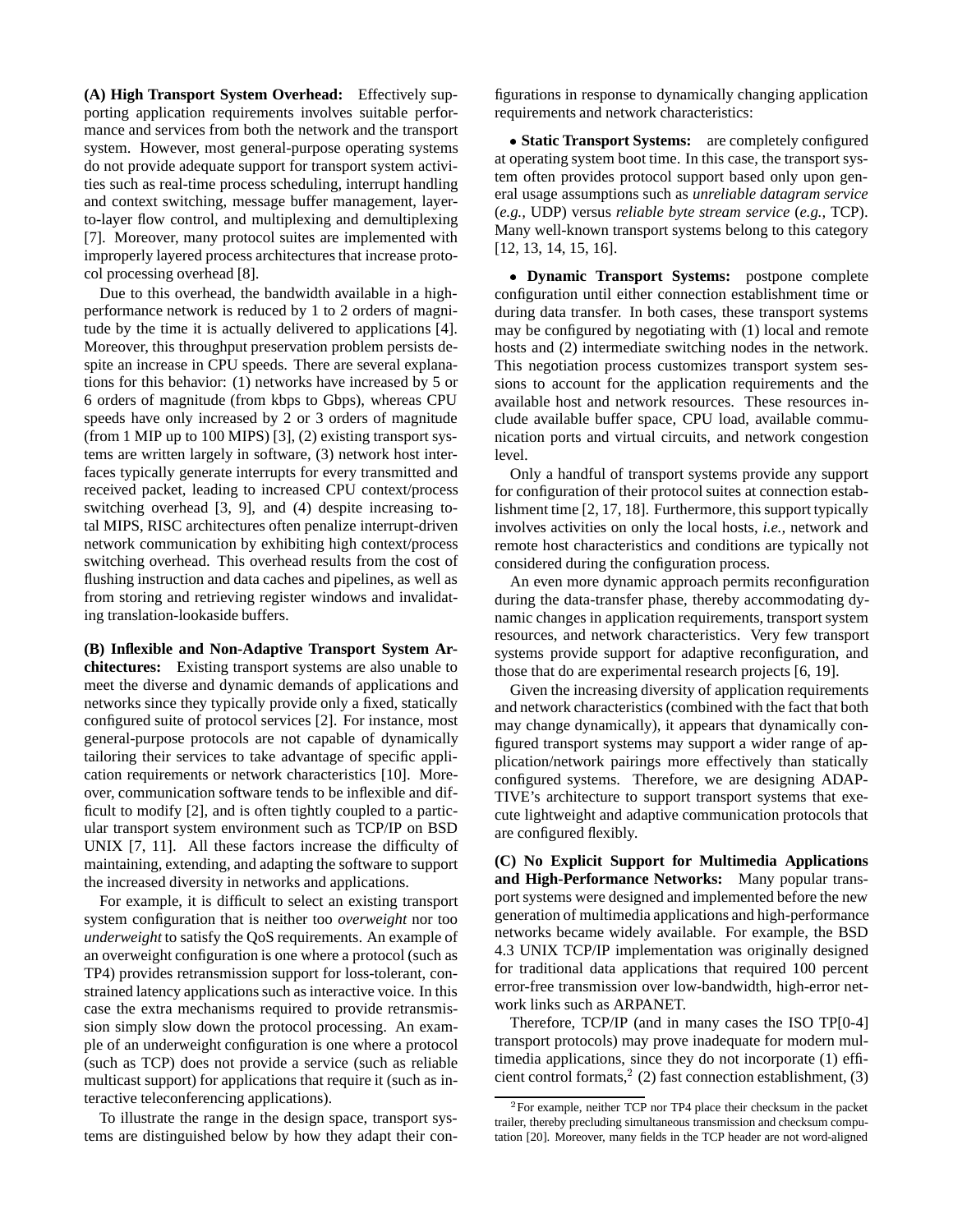**(A) High Transport System Overhead:** Effectively supporting application requirements involves suitable performance and services from both the network and the transport system. However, most general-purpose operating systems do not provide adequate support for transport system activities such as real-time process scheduling, interrupt handling and context switching, message buffer management, layer-to-layer flow control, and multiplexing and demultiplexing [7]. Moreover, many protocol suites are implemented with improperly layered process architectures that increase protocol processing overhead [8].

Due to this overhead, the bandwidth available in a high-performance network is reduced by 1 to 2 orders of magnitude by the time it is actually delivered to applications [4]. Moreover, this throughput preservation problem persists despite an increase in CPU speeds. There are several explanations for this behavior: (1) networks have increased by 5 or 6 orders of magnitude (from kbps to Gbps), whereas CPU speeds have only increased by 2 or 3 orders of magnitude (from 1 MIP up to 100 MIPS) [3], (2) existing transport systems are written largely in software, (3) network host interfaces typically generate interrupts for every transmitted and received packet, leading to increased CPU context/process switching overhead [3, 9], and (4) despite increasing total MIPS, RISC architectures often penalize interrupt-driven network communication by exhibiting high context/process switching overhead. This overhead results from the cost of flushing instruction and data caches and pipelines, as well as from storing and retrieving register windows and invalidating translation-lookaside buffers.

**(B) Inflexible and Non-Adaptive Transport System Architectures:** Existing transport systems are also unable to meet the diverse and dynamic demands of applications and networks since they typically provide only a fixed, statically configured suite of protocol services [2]. For instance, most general-purpose protocols are not capable of dynamically tailoring their services to take advantage of specific application requirements or network characteristics [10]. Moreover, communication software tends to be inflexible and difficult to modify [2], and is often tightly coupled to a particular transport system environment such as TCP/IP on BSD UNIX [7, 11]. All these factors increase the difficulty of maintaining, extending, and adapting the software to support the increased diversity in networks and applications.

For example, it is difficult to select an existing transport system configuration that is neither too *overweight* nor too *underweight* to satisfy the QoS requirements. An example of an overweight configuration is one where a protocol (such as TP4) provides retransmission support for loss-tolerant, constrained latency applications such as interactive voice. In this case the extra mechanisms required to provide retransmission simply slow down the protocol processing. An example of an underweight configuration is one where a protocol (such as TCP) does not provide a service (such as reliable multicast support) for applications that require it (such as interactive teleconferencing applications).

To illustrate the range in the design space, transport systems are distinguished below by how they adapt their configurations in response to dynamically changing application requirements and network characteristics:

- **Static Transport Systems:** are completely configured at operating system boot time. In this case, the transport system often provides protocol support based only upon general usage assumptions such as *unreliable datagram service* (*e.g.,* UDP) versus *reliable byte stream service* (*e.g.,* TCP). Many well-known transport systems belong to this category [12, 13, 14, 15, 16].

- **Dynamic Transport Systems:** postpone complete configuration until either connection establishment time or during data transfer. In both cases, these transport systems may be configured by negotiating with (1) local and remote hosts and (2) intermediate switching nodes in the network. This negotiation process customizes transport system sessions to account for the application requirements and the available host and network resources. These resources include available buffer space, CPU load, available communication ports and virtual circuits, and network congestion level.

Only a handful of transport systems provide any support for configuration of their protocol suites at connection establishment time [2, 17, 18]. Furthermore, this support typically involves activities on only the local hosts, *i.e.,* network and remote host characteristics and conditions are typically not considered during the configuration process.

An even more dynamic approach permits reconfiguration during the data-transfer phase, thereby accommodating dynamic changes in application requirements, transport system resources, and network characteristics. Very few transport systems provide support for adaptive reconfiguration, and those that do are experimental research projects [6, 19].

Given the increasing diversity of application requirements and network characteristics (combined with the fact that both may change dynamically), it appears that dynamically configured transport systems may support a wider range of application/network pairings more effectively than statically configured systems. Therefore, we are designing ADAPTIVE's architecture to support transport systems that execute lightweight and adaptive communication protocols that are configured flexibly.

**(C) No Explicit Support for Multimedia Applications and High-Performance Networks:** Many popular transport systems were designed and implemented before the new generation of multimedia applications and high-performance networks became widely available. For example, the BSD 4.3 UNIX TCP/IP implementation was originally designed for traditional data applications that required 100 percent error-free transmission over low-bandwidth, high-error network links such as ARPANET.

Therefore, TCP/IP (and in many cases the ISO TP[0-4] transport protocols) may prove inadequate for modern multimedia applications, since they do not incorporate (1) efficient control formats,[2] (2) fast connection establishment, (3)

[2] For example, neither TCP nor TP4 place their checksum in the packet trailer, thereby precluding simultaneous transmission and checksum computation [20]. Moreover, many fields in the TCP header are not word-aligned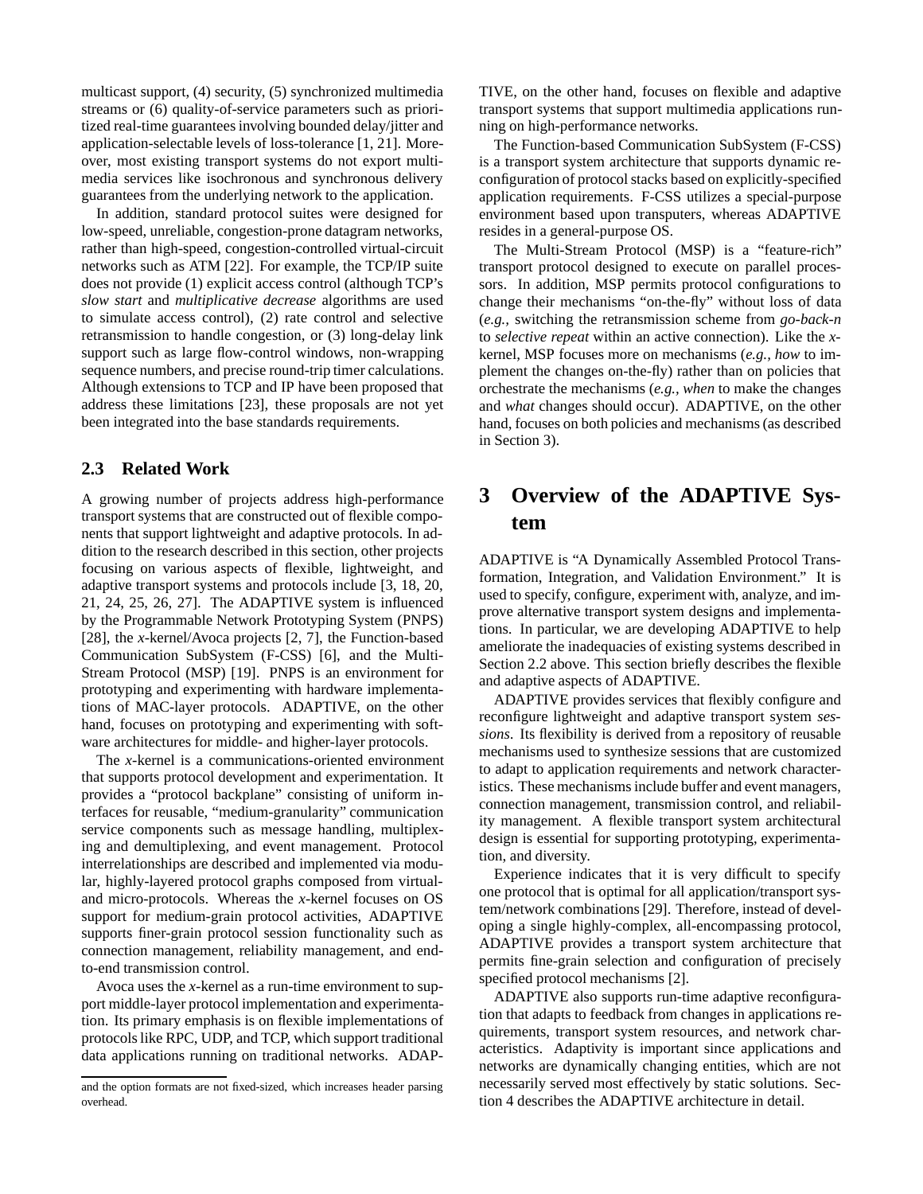multicast support, (4) security, (5) synchronized multimedia streams or (6) quality-of-service parameters such as prioritized real-time guarantees involving bounded delay/jitter and application-selectable levels of loss-tolerance [1, 21]. Moreover, most existing transport systems do not export multimedia services like isochronous and synchronous delivery guarantees from the underlying network to the application.

In addition, standard protocol suites were designed for low-speed, unreliable, congestion-prone datagram networks, rather than high-speed, congestion-controlled virtual-circuit networks such as ATM [22]. For example, the TCP/IP suite does not provide (1) explicit access control (although TCP's *slow start* and *multiplicative decrease* algorithms are used to simulate access control), (2) rate control and selective retransmission to handle congestion, or (3) long-delay link support such as large flow-control windows, non-wrapping sequence numbers, and precise round-trip timer calculations. Although extensions to TCP and IP have been proposed that address these limitations [23], these proposals are not yet been integrated into the base standards requirements.

## 2.3 Related Work

A growing number of projects address high-performance transport systems that are constructed out of flexible components that support lightweight and adaptive protocols. In addition to the research described in this section, other projects focusing on various aspects of flexible, lightweight, and adaptive transport systems and protocols include [3, 18, 20, 21, 24, 25, 26, 27]. The ADAPTIVE system is influenced by the Programmable Network Prototyping System (PNPS) [28], the *x*-kernel/Avoca projects [2, 7], the Function-based Communication SubSystem (F-CSS) [6], and the Multi-Stream Protocol (MSP) [19]. PNPS is an environment for prototyping and experimenting with hardware implementations of MAC-layer protocols. ADAPTIVE, on the other hand, focuses on prototyping and experimenting with software architectures for middle- and higher-layer protocols.

The *x*-kernel is a communications-oriented environment that supports protocol development and experimentation. It provides a "protocol backplane" consisting of uniform interfaces for reusable, "medium-granularity" communication service components such as message handling, multiplexing and demultiplexing, and event management. Protocol interrelationships are described and implemented via modular, highly-layered protocol graphs composed from virtual- and micro-protocols. Whereas the *x*-kernel focuses on OS support for medium-grain protocol activities, ADAPTIVE supports finer-grain protocol session functionality such as connection management, reliability management, and end-to-end transmission control.

Avoca uses the *x*-kernel as a run-time environment to support middle-layer protocol implementation and experimentation. Its primary emphasis is on flexible implementations of protocols like RPC, UDP, and TCP, which support traditional data applications running on traditional networks. ADAPTIVE, on the other hand, focuses on flexible and adaptive transport systems that support multimedia applications running on high-performance networks.

The Function-based Communication SubSystem (F-CSS) is a transport system architecture that supports dynamic reconfiguration of protocol stacks based on explicitly-specified application requirements. F-CSS utilizes a special-purpose environment based upon transputers, whereas ADAPTIVE resides in a general-purpose OS.

The Multi-Stream Protocol (MSP) is a "feature-rich" transport protocol designed to execute on parallel processors. In addition, MSP permits protocol configurations to change their mechanisms "on-the-fly" without loss of data (*e.g.,* switching the retransmission scheme from *go-back-n* to *selective repeat* within an active connection). Like the *x*-kernel, MSP focuses more on mechanisms (*e.g., how* to implement the changes on-the-fly) rather than on policies that orchestrate the mechanisms (*e.g., when* to make the changes and *what* changes should occur). ADAPTIVE, on the other hand, focuses on both policies and mechanisms (as described in Section 3).

# 3 Overview of the ADAPTIVE System

ADAPTIVE is "A Dynamically Assembled Protocol Transformation, Integration, and Validation Environment." It is used to specify, configure, experiment with, analyze, and improve alternative transport system designs and implementations. In particular, we are developing ADAPTIVE to help ameliorate the inadequacies of existing systems described in Section 2.2 above. This section briefly describes the flexible and adaptive aspects of ADAPTIVE.

ADAPTIVE provides services that flexibly configure and reconfigure lightweight and adaptive transport system *sessions*. Its flexibility is derived from a repository of reusable mechanisms used to synthesize sessions that are customized to adapt to application requirements and network characteristics. These mechanisms include buffer and event managers, connection management, transmission control, and reliability management. A flexible transport system architectural design is essential for supporting prototyping, experimentation, and diversity.

Experience indicates that it is very difficult to specify one protocol that is optimal for all application/transport system/network combinations [29]. Therefore, instead of developing a single highly-complex, all-encompassing protocol, ADAPTIVE provides a transport system architecture that permits fine-grain selection and configuration of precisely specified protocol mechanisms [2].

ADAPTIVE also supports run-time adaptive reconfiguration that adapts to feedback from changes in applications requirements, transport system resources, and network characteristics. Adaptivity is important since applications and networks are dynamically changing entities, which are not necessarily served most effectively by static solutions. Section 4 describes the ADAPTIVE architecture in detail.

---

and the option formats are not fixed-sized, which increases header parsing overhead.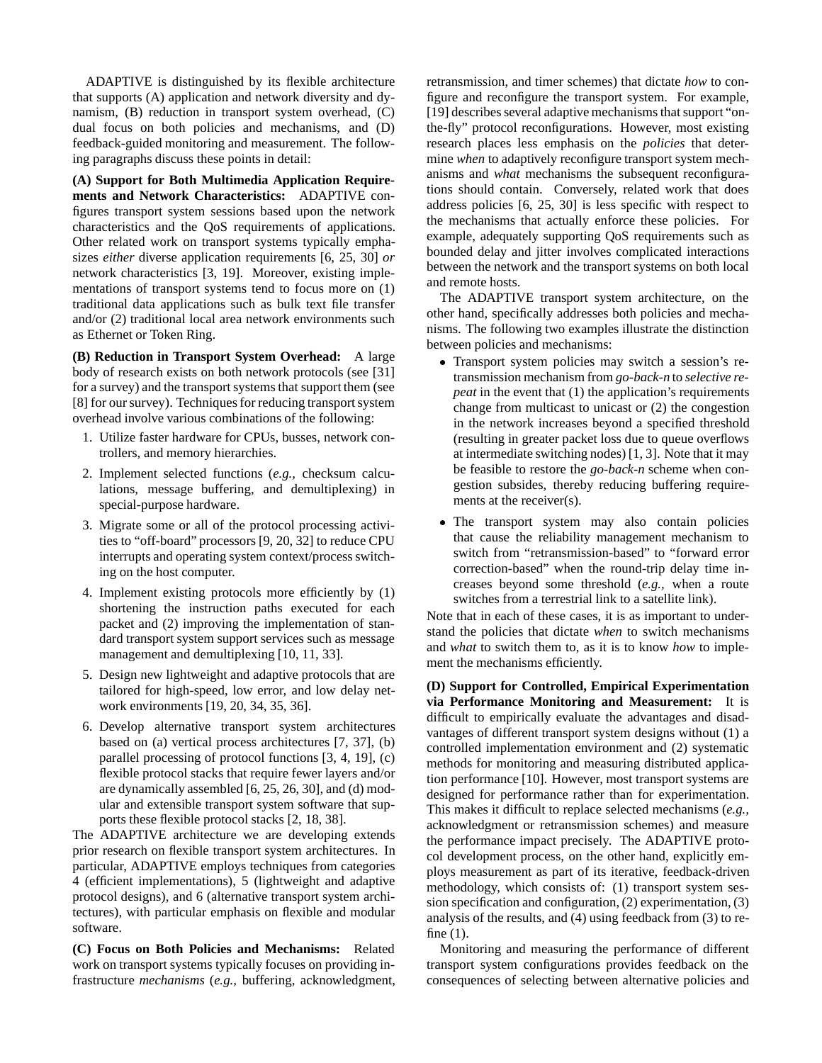ADAPTIVE is distinguished by its flexible architecture that supports (A) application and network diversity and dynamism, (B) reduction in transport system overhead, (C) dual focus on both policies and mechanisms, and (D) feedback-guided monitoring and measurement. The following paragraphs discuss these points in detail:

**(A) Support for Both Multimedia Application Requirements and Network Characteristics:** ADAPTIVE configures transport system sessions based upon the network characteristics and the QoS requirements of applications. Other related work on transport systems typically emphasizes *either* diverse application requirements [6, 25, 30] *or* network characteristics [3, 19]. Moreover, existing implementations of transport systems tend to focus more on (1) traditional data applications such as bulk text file transfer and/or (2) traditional local area network environments such as Ethernet or Token Ring.

**(B) Reduction in Transport System Overhead:** A large body of research exists on both network protocols (see [31] for a survey) and the transport systems that support them (see [8] for our survey). Techniques for reducing transport system overhead involve various combinations of the following:

1. Utilize faster hardware for CPUs, busses, network controllers, and memory hierarchies.
2. Implement selected functions (*e.g.,* checksum calculations, message buffering, and demultiplexing) in special-purpose hardware.
3. Migrate some or all of the protocol processing activities to "off-board" processors [9, 20, 32] to reduce CPU interrupts and operating system context/process switching on the host computer.
4. Implement existing protocols more efficiently by (1) shortening the instruction paths executed for each packet and (2) improving the implementation of standard transport system support services such as message management and demultiplexing [10, 11, 33].
5. Design new lightweight and adaptive protocols that are tailored for high-speed, low error, and low delay network environments [19, 20, 34, 35, 36].
6. Develop alternative transport system architectures based on (a) vertical process architectures [7, 37], (b) parallel processing of protocol functions [3, 4, 19], (c) flexible protocol stacks that require fewer layers and/or are dynamically assembled [6, 25, 26, 30], and (d) modular and extensible transport system software that supports these flexible protocol stacks [2, 18, 38].

The ADAPTIVE architecture we are developing extends prior research on flexible transport system architectures. In particular, ADAPTIVE employs techniques from categories 4 (efficient implementations), 5 (lightweight and adaptive protocol designs), and 6 (alternative transport system architectures), with particular emphasis on flexible and modular software.

**(C) Focus on Both Policies and Mechanisms:** Related work on transport systems typically focuses on providing infrastructure *mechanisms* (*e.g.,* buffering, acknowledgment, retransmission, and timer schemes) that dictate *how* to configure and reconfigure the transport system. For example, [19] describes several adaptive mechanisms that support "on-the-fly" protocol reconfigurations. However, most existing research places less emphasis on the *policies* that determine *when* to adaptively reconfigure transport system mechanisms and *what* mechanisms the subsequent reconfigurations should contain. Conversely, related work that does address policies [6, 25, 30] is less specific with respect to the mechanisms that actually enforce these policies. For example, adequately supporting QoS requirements such as bounded delay and jitter involves complicated interactions between the network and the transport systems on both local and remote hosts.

The ADAPTIVE transport system architecture, on the other hand, specifically addresses both policies and mechanisms. The following two examples illustrate the distinction between policies and mechanisms:

- Transport system policies may switch a session's retransmission mechanism from *go-back-n* to *selective repeat* in the event that (1) the application's requirements change from multicast to unicast or (2) the congestion in the network increases beyond a specified threshold (resulting in greater packet loss due to queue overflows at intermediate switching nodes) [1, 3]. Note that it may be feasible to restore the *go-back-n* scheme when congestion subsides, thereby reducing buffering requirements at the receiver(s).
- The transport system may also contain policies that cause the reliability management mechanism to switch from "retransmission-based" to "forward error correction-based" when the round-trip delay time increases beyond some threshold (*e.g.,* when a route switches from a terrestrial link to a satellite link).

Note that in each of these cases, it is as important to understand the policies that dictate *when* to switch mechanisms and *what* to switch them to, as it is to know *how* to implement the mechanisms efficiently.

**(D) Support for Controlled, Empirical Experimentation via Performance Monitoring and Measurement:** It is difficult to empirically evaluate the advantages and disadvantages of different transport system designs without (1) a controlled implementation environment and (2) systematic methods for monitoring and measuring distributed application performance [10]. However, most transport systems are designed for performance rather than for experimentation. This makes it difficult to replace selected mechanisms (*e.g.,* acknowledgment or retransmission schemes) and measure the performance impact precisely. The ADAPTIVE protocol development process, on the other hand, explicitly employs measurement as part of its iterative, feedback-driven methodology, which consists of: (1) transport system session specification and configuration, (2) experimentation, (3) analysis of the results, and (4) using feedback from (3) to refine (1).

Monitoring and measuring the performance of different transport system configurations provides feedback on the consequences of selecting between alternative policies and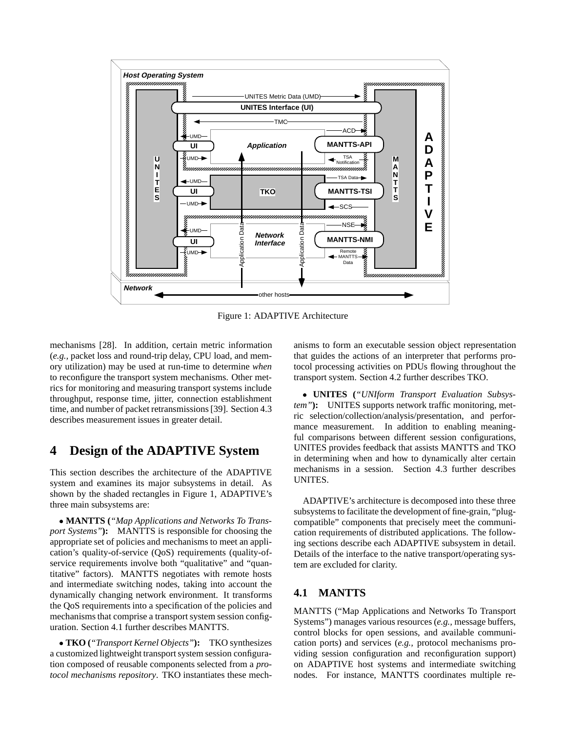Figure 1: ADAPTIVE Architecture

mechanisms [28]. In addition, certain metric information (*e.g.,* packet loss and round-trip delay, CPU load, and memory utilization) may be used at run-time to determine *when* to reconfigure the transport system mechanisms. Other metrics for monitoring and measuring transport systems include throughput, response time, jitter, connection establishment time, and number of packet retransmissions [39]. Section 4.3 describes measurement issues in greater detail.

# 4 Design of the ADAPTIVE System

This section describes the architecture of the ADAPTIVE system and examines its major subsystems in detail. As shown by the shaded rectangles in Figure 1, ADAPTIVE's three main subsystems are:

- **MANTTS (***"Map Applications and Networks To Transport Systems"***):** MANTTS is responsible for choosing the appropriate set of policies and mechanisms to meet an application's quality-of-service (QoS) requirements (quality-of-service requirements involve both "qualitative" and "quantitative" factors). MANTTS negotiates with remote hosts and intermediate switching nodes, taking into account the dynamically changing network environment. It transforms the QoS requirements into a specification of the policies and mechanisms that comprise a transport system session configuration. Section 4.1 further describes MANTTS.

- **TKO (***"Transport Kernel Objects"***):** TKO synthesizes a customized lightweight transport system session configuration composed of reusable components selected from a *protocol mechanisms repository*. TKO instantiates these mechanisms to form an executable session object representation that guides the actions of an interpreter that performs protocol processing activities on PDUs flowing throughout the transport system. Section 4.2 further describes TKO.

- **UNITES (***"UNIform Transport Evaluation Subsystem"***):** UNITES supports network traffic monitoring, metric selection/collection/analysis/presentation, and performance measurement. In addition to enabling meaningful comparisons between different session configurations, UNITES provides feedback that assists MANTTS and TKO in determining when and how to dynamically alter certain mechanisms in a session. Section 4.3 further describes UNITES.

ADAPTIVE's architecture is decomposed into these three subsystems to facilitate the development of fine-grain, "plug-compatible" components that precisely meet the communication requirements of distributed applications. The following sections describe each ADAPTIVE subsystem in detail. Details of the interface to the native transport/operating system are excluded for clarity.

## 4.1 MANTTS

MANTTS ("Map Applications and Networks To Transport Systems") manages various resources (*e.g.,* message buffers, control blocks for open sessions, and available communication ports) and services (*e.g.,* protocol mechanisms providing session configuration and reconfiguration support) on ADAPTIVE host systems and intermediate switching nodes. For instance, MANTTS coordinates multiple re-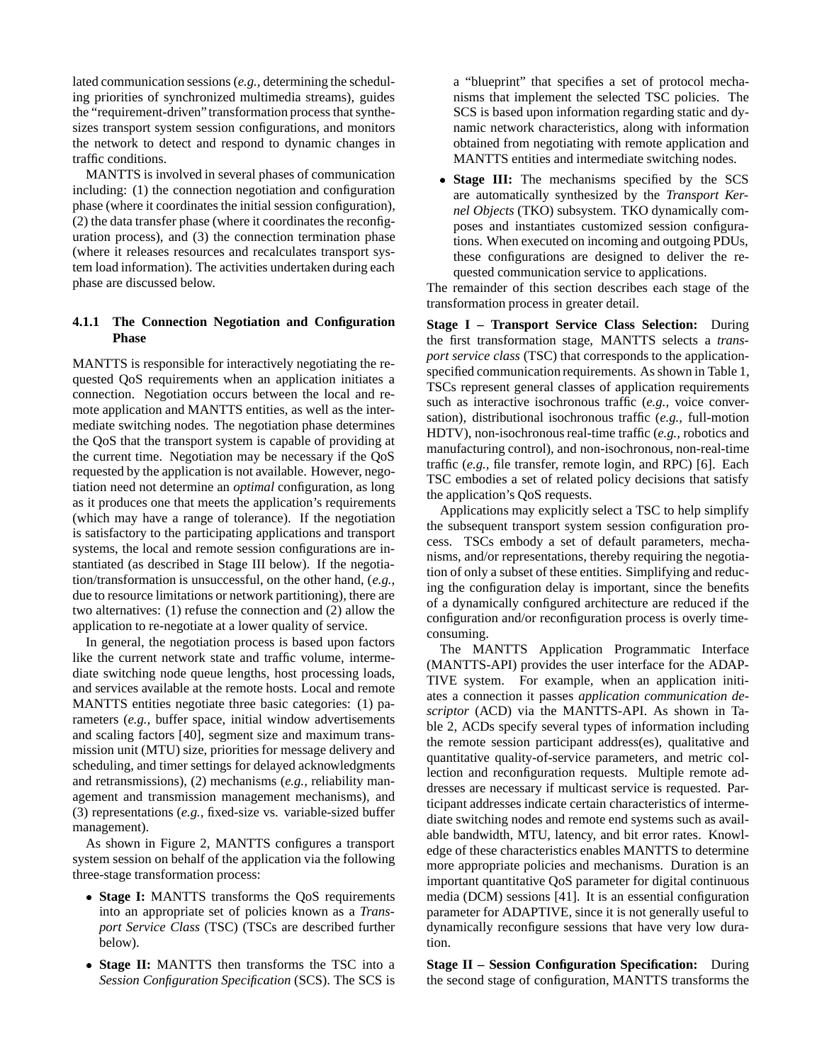lated communication sessions (*e.g.,* determining the scheduling priorities of synchronized multimedia streams), guides the "requirement-driven" transformation process that synthesizes transport system session configurations, and monitors the network to detect and respond to dynamic changes in traffic conditions.

MANTTS is involved in several phases of communication including: (1) the connection negotiation and configuration phase (where it coordinates the initial session configuration), (2) the data transfer phase (where it coordinates the reconfiguration process), and (3) the connection termination phase (where it releases resources and recalculates transport system load information). The activities undertaken during each phase are discussed below.

#### 4.1.1 The Connection Negotiation and Configuration Phase

MANTTS is responsible for interactively negotiating the requested QoS requirements when an application initiates a connection. Negotiation occurs between the local and remote application and MANTTS entities, as well as the intermediate switching nodes. The negotiation phase determines the QoS that the transport system is capable of providing at the current time. Negotiation may be necessary if the QoS requested by the application is not available. However, negotiation need not determine an *optimal* configuration, as long as it produces one that meets the application's requirements (which may have a range of tolerance). If the negotiation is satisfactory to the participating applications and transport systems, the local and remote session configurations are instantiated (as described in Stage III below). If the negotiation/transformation is unsuccessful, on the other hand, (*e.g.,* due to resource limitations or network partitioning), there are two alternatives: (1) refuse the connection and (2) allow the application to re-negotiate at a lower quality of service.

In general, the negotiation process is based upon factors like the current network state and traffic volume, intermediate switching node queue lengths, host processing loads, and services available at the remote hosts. Local and remote MANTTS entities negotiate three basic categories: (1) parameters (*e.g.,* buffer space, initial window advertisements and scaling factors [40], segment size and maximum transmission unit (MTU) size, priorities for message delivery and scheduling, and timer settings for delayed acknowledgments and retransmissions), (2) mechanisms (*e.g.,* reliability management and transmission management mechanisms), and (3) representations (*e.g.,* fixed-size vs. variable-sized buffer management).

As shown in Figure 2, MANTTS configures a transport system session on behalf of the application via the following three-stage transformation process:

- **Stage I:** MANTTS transforms the QoS requirements into an appropriate set of policies known as a *Transport Service Class* (TSC) (TSCs are described further below).
- **Stage II:** MANTTS then transforms the TSC into a *Session Configuration Specification* (SCS). The SCS is a "blueprint" that specifies a set of protocol mechanisms that implement the selected TSC policies. The SCS is based upon information regarding static and dynamic network characteristics, along with information obtained from negotiating with remote application and MANTTS entities and intermediate switching nodes.
- **Stage III:** The mechanisms specified by the SCS are automatically synthesized by the *Transport Kernel Objects* (TKO) subsystem. TKO dynamically composes and instantiates customized session configurations. When executed on incoming and outgoing PDUs, these configurations are designed to deliver the requested communication service to applications.

The remainder of this section describes each stage of the transformation process in greater detail.

**Stage I – Transport Service Class Selection:** During the first transformation stage, MANTTS selects a *transport service class* (TSC) that corresponds to the application-specified communication requirements. As shown in Table 1, TSCs represent general classes of application requirements such as interactive isochronous traffic (*e.g.,* voice conversation), distributional isochronous traffic (*e.g.,* full-motion HDTV), non-isochronous real-time traffic (*e.g.,* robotics and manufacturing control), and non-isochronous, non-real-time traffic (*e.g.,* file transfer, remote login, and RPC) [6]. Each TSC embodies a set of related policy decisions that satisfy the application's QoS requests.

Applications may explicitly select a TSC to help simplify the subsequent transport system session configuration process. TSCs embody a set of default parameters, mechanisms, and/or representations, thereby requiring the negotiation of only a subset of these entities. Simplifying and reducing the configuration delay is important, since the benefits of a dynamically configured architecture are reduced if the configuration and/or reconfiguration process is overly time-consuming.

The MANTTS Application Programmatic Interface (MANTTS-API) provides the user interface for the ADAPTIVE system. For example, when an application initiates a connection it passes *application communication descriptor* (ACD) via the MANTTS-API. As shown in Table 2, ACDs specify several types of information including the remote session participant address(es), qualitative and quantitative quality-of-service parameters, and metric collection and reconfiguration requests. Multiple remote addresses are necessary if multicast service is requested. Participant addresses indicate certain characteristics of intermediate switching nodes and remote end systems such as available bandwidth, MTU, latency, and bit error rates. Knowledge of these characteristics enables MANTTS to determine more appropriate policies and mechanisms. Duration is an important quantitative QoS parameter for digital continuous media (DCM) sessions [41]. It is an essential configuration parameter for ADAPTIVE, since it is not generally useful to dynamically reconfigure sessions that have very low duration.

**Stage II – Session Configuration Specification:** During the second stage of configuration, MANTTS transforms the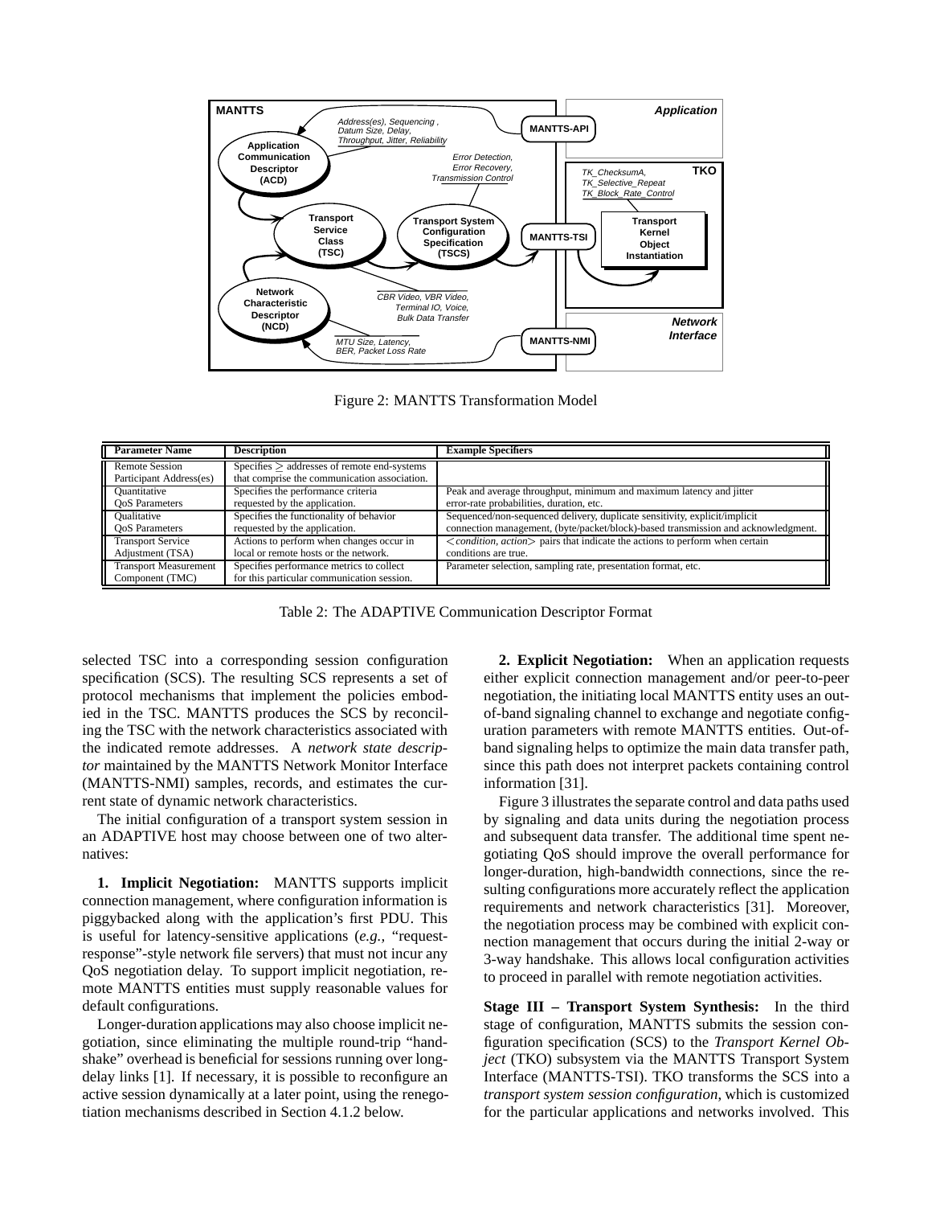Figure 2: MANTTS Transformation Model

| Parameter Name | Description | Example Specifiers |
|---|---|---|
| Remote Session Participant Address(es) | Specifies $\geq$ addresses of remote end-systems that comprise the communication association. | |
| Quantitative QoS Parameters | Specifies the performance criteria requested by the application. | Peak and average throughput, minimum and maximum latency and jitter error-rate probabilities, duration, etc. |
| Qualitative QoS Parameters | Specifies the functionality of behavior requested by the application. | Sequenced/non-sequenced delivery, duplicate sensitivity, explicit/implicit connection management, (byte/packet/block)-based transmission and acknowledgment. |
| Transport Service Adjustment (TSA) | Actions to perform when changes occur in local or remote hosts or the network. | $<$*condition, action*$>$ pairs that indicate the actions to perform when certain conditions are true. |
| Transport Measurement Component (TMC) | Specifies performance metrics to collect for this particular communication session. | Parameter selection, sampling rate, presentation format, etc. |

Table 2: The ADAPTIVE Communication Descriptor Format

selected TSC into a corresponding session configuration specification (SCS). The resulting SCS represents a set of protocol mechanisms that implement the policies embodied in the TSC. MANTTS produces the SCS by reconciling the TSC with the network characteristics associated with the indicated remote addresses. A *network state descriptor* maintained by the MANTTS Network Monitor Interface (MANTTS-NMI) samples, records, and estimates the current state of dynamic network characteristics.

The initial configuration of a transport system session in an ADAPTIVE host may choose between one of two alternatives:

**1. Implicit Negotiation:** MANTTS supports implicit connection management, where configuration information is piggybacked along with the application's first PDU. This is useful for latency-sensitive applications (*e.g.,* "request-response"-style network file servers) that must not incur any QoS negotiation delay. To support implicit negotiation, remote MANTTS entities must supply reasonable values for default configurations.

Longer-duration applications may also choose implicit negotiation, since eliminating the multiple round-trip "handshake" overhead is beneficial for sessions running over long-delay links [1]. If necessary, it is possible to reconfigure an active session dynamically at a later point, using the renegotiation mechanisms described in Section 4.1.2 below.

**2. Explicit Negotiation:** When an application requests either explicit connection management and/or peer-to-peer negotiation, the initiating local MANTTS entity uses an out-of-band signaling channel to exchange and negotiate configuration parameters with remote MANTTS entities. Out-of-band signaling helps to optimize the main data transfer path, since this path does not interpret packets containing control information [31].

Figure 3 illustrates the separate control and data paths used by signaling and data units during the negotiation process and subsequent data transfer. The additional time spent negotiating QoS should improve the overall performance for longer-duration, high-bandwidth connections, since the resulting configurations more accurately reflect the application requirements and network characteristics [31]. Moreover, the negotiation process may be combined with explicit connection management that occurs during the initial 2-way or 3-way handshake. This allows local configuration activities to proceed in parallel with remote negotiation activities.

**Stage III – Transport System Synthesis:** In the third stage of configuration, MANTTS submits the session configuration specification (SCS) to the *Transport Kernel Object* (TKO) subsystem via the MANTTS Transport System Interface (MANTTS-TSI). TKO transforms the SCS into a *transport system session configuration*, which is customized for the particular applications and networks involved. This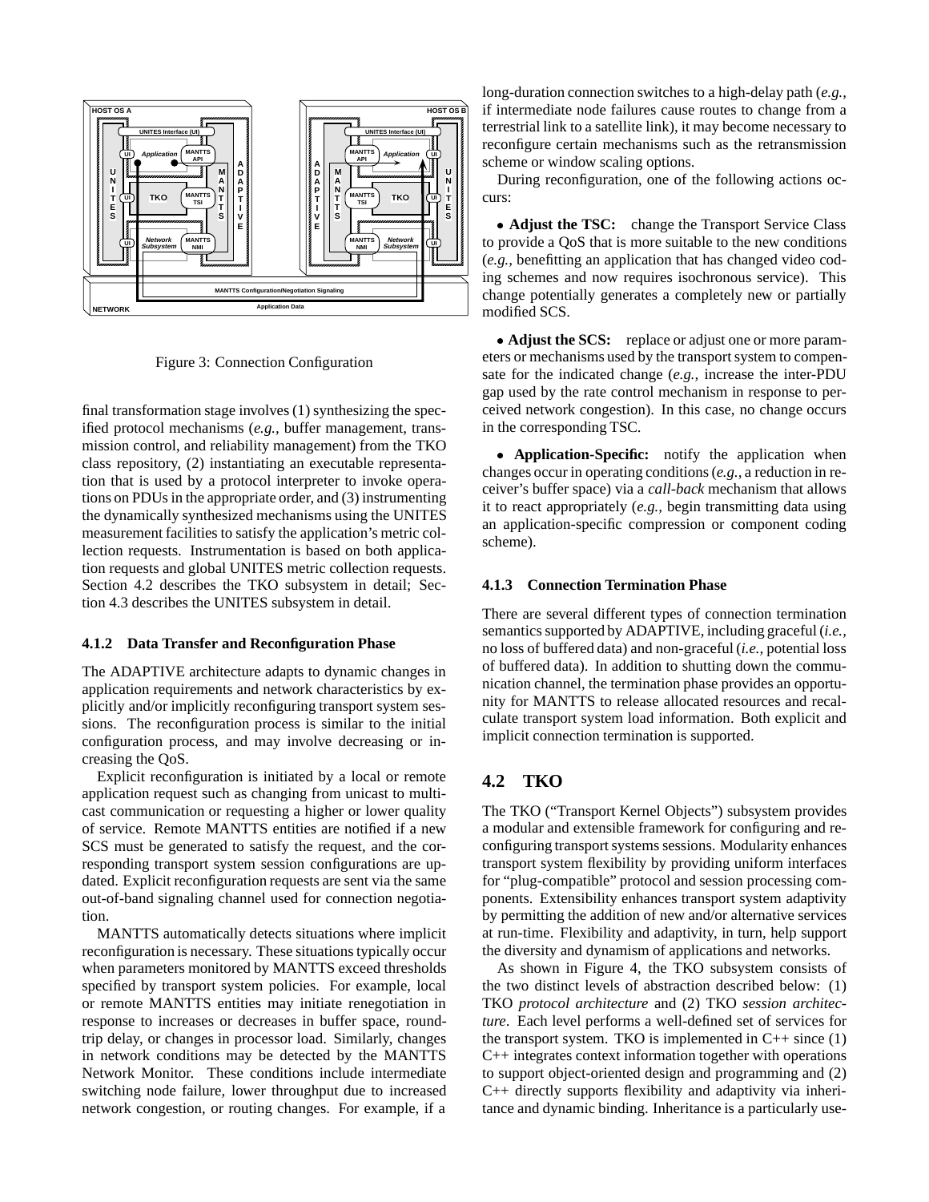Figure 3: Connection Configuration

final transformation stage involves (1) synthesizing the specified protocol mechanisms (*e.g.,* buffer management, transmission control, and reliability management) from the TKO class repository, (2) instantiating an executable representation that is used by a protocol interpreter to invoke operations on PDUs in the appropriate order, and (3) instrumenting the dynamically synthesized mechanisms using the UNITES measurement facilities to satisfy the application's metric collection requests. Instrumentation is based on both application requests and global UNITES metric collection requests. Section 4.2 describes the TKO subsystem in detail; Section 4.3 describes the UNITES subsystem in detail.

#### 4.1.2 Data Transfer and Reconfiguration Phase

The ADAPTIVE architecture adapts to dynamic changes in application requirements and network characteristics by explicitly and/or implicitly reconfiguring transport system sessions. The reconfiguration process is similar to the initial configuration process, and may involve decreasing or increasing the QoS.

Explicit reconfiguration is initiated by a local or remote application request such as changing from unicast to multicast communication or requesting a higher or lower quality of service. Remote MANTTS entities are notified if a new SCS must be generated to satisfy the request, and the corresponding transport system session configurations are updated. Explicit reconfiguration requests are sent via the same out-of-band signaling channel used for connection negotiation.

MANTTS automatically detects situations where implicit reconfiguration is necessary. These situations typically occur when parameters monitored by MANTTS exceed thresholds specified by transport system policies. For example, local or remote MANTTS entities may initiate renegotiation in response to increases or decreases in buffer space, round-trip delay, or changes in processor load. Similarly, changes in network conditions may be detected by the MANTTS Network Monitor. These conditions include intermediate switching node failure, lower throughput due to increased network congestion, or routing changes. For example, if a long-duration connection switches to a high-delay path (*e.g.,* if intermediate node failures cause routes to change from a terrestrial link to a satellite link), it may become necessary to reconfigure certain mechanisms such as the retransmission scheme or window scaling options.

During reconfiguration, one of the following actions occurs:

- **Adjust the TSC:** change the Transport Service Class to provide a QoS that is more suitable to the new conditions (*e.g.,* benefitting an application that has changed video coding schemes and now requires isochronous service). This change potentially generates a completely new or partially modified SCS.

- **Adjust the SCS:** replace or adjust one or more parameters or mechanisms used by the transport system to compensate for the indicated change (*e.g.,* increase the inter-PDU gap used by the rate control mechanism in response to perceived network congestion). In this case, no change occurs in the corresponding TSC.

- **Application-Specific:** notify the application when changes occur in operating conditions (*e.g.,* a reduction in receiver's buffer space) via a *call-back* mechanism that allows it to react appropriately (*e.g.,* begin transmitting data using an application-specific compression or component coding scheme).

#### 4.1.3 Connection Termination Phase

There are several different types of connection termination semantics supported by ADAPTIVE, including graceful (*i.e.,* no loss of buffered data) and non-graceful (*i.e.,* potential loss of buffered data). In addition to shutting down the communication channel, the termination phase provides an opportunity for MANTTS to release allocated resources and recalculate transport system load information. Both explicit and implicit connection termination is supported.

### 4.2 TKO

The TKO ("Transport Kernel Objects") subsystem provides a modular and extensible framework for configuring and reconfiguring transport systems sessions. Modularity enhances transport system flexibility by providing uniform interfaces for "plug-compatible" protocol and session processing components. Extensibility enhances transport system adaptivity by permitting the addition of new and/or alternative services at run-time. Flexibility and adaptivity, in turn, help support the diversity and dynamism of applications and networks.

As shown in Figure 4, the TKO subsystem consists of the two distinct levels of abstraction described below: (1) TKO *protocol architecture* and (2) TKO *session architecture*. Each level performs a well-defined set of services for the transport system. TKO is implemented in C++ since (1) C++ integrates context information together with operations to support object-oriented design and programming and (2) C++ directly supports flexibility and adaptivity via inheritance and dynamic binding. Inheritance is a particularly use-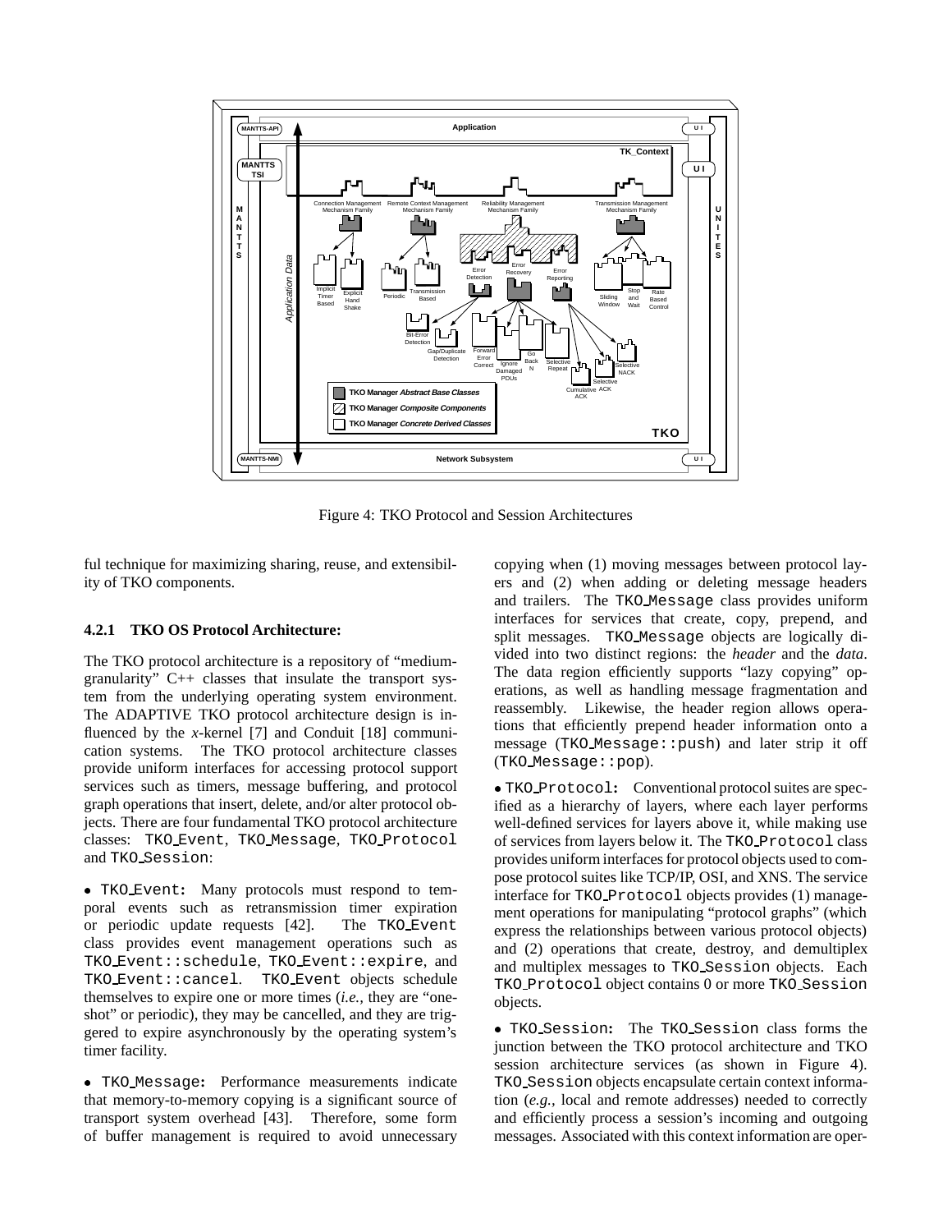Figure 4: TKO Protocol and Session Architectures

ful technique for maximizing sharing, reuse, and extensibility of TKO components.

#### 4.2.1 TKO OS Protocol Architecture:

The TKO protocol architecture is a repository of "medium-granularity" C++ classes that insulate the transport system from the underlying operating system environment. The ADAPTIVE TKO protocol architecture design is influenced by the *x*-kernel [7] and Conduit [18] communication systems. The TKO protocol architecture classes provide uniform interfaces for accessing protocol support services such as timers, message buffering, and protocol graph operations that insert, delete, and/or alter protocol objects. There are four fundamental TKO protocol architecture classes: `TKO_Event`, `TKO_Message`, `TKO_Protocol` and `TKO_Session`:

- `TKO_Event`: Many protocols must respond to temporal events such as retransmission timer expiration or periodic update requests [42]. The `TKO_Event` class provides event management operations such as `TKO_Event::schedule`, `TKO_Event::expire`, and `TKO_Event::cancel`. `TKO_Event` objects schedule themselves to expire one or more times (*i.e.*, they are "one-shot" or periodic), they may be cancelled, and they are triggered to expire asynchronously by the operating system's timer facility.

- `TKO_Message`: Performance measurements indicate that memory-to-memory copying is a significant source of transport system overhead [43]. Therefore, some form of buffer management is required to avoid unnecessary copying when (1) moving messages between protocol layers and (2) when adding or deleting message headers and trailers. The `TKO_Message` class provides uniform interfaces for services that create, copy, prepend, and split messages. `TKO_Message` objects are logically divided into two distinct regions: the *header* and the *data*. The data region efficiently supports "lazy copying" operations, as well as handling message fragmentation and reassembly. Likewise, the header region allows operations that efficiently prepend header information onto a message (`TKO_Message::push`) and later strip it off (`TKO_Message::pop`).

- `TKO_Protocol`: Conventional protocol suites are specified as a hierarchy of layers, where each layer performs well-defined services for layers above it, while making use of services from layers below it. The `TKO_Protocol` class provides uniform interfaces for protocol objects used to compose protocol suites like TCP/IP, OSI, and XNS. The service interface for `TKO_Protocol` objects provides (1) management operations for manipulating "protocol graphs" (which express the relationships between various protocol objects) and (2) operations that create, destroy, and demultiplex and multiplex messages to `TKO_Session` objects. Each `TKO_Protocol` object contains 0 or more `TKO_Session` objects.

- `TKO_Session`: The `TKO_Session` class forms the junction between the TKO protocol architecture and TKO session architecture services (as shown in Figure 4). `TKO_Session` objects encapsulate certain context information (*e.g.*, local and remote addresses) needed to correctly and efficiently process a session's incoming and outgoing messages. Associated with this context information are oper-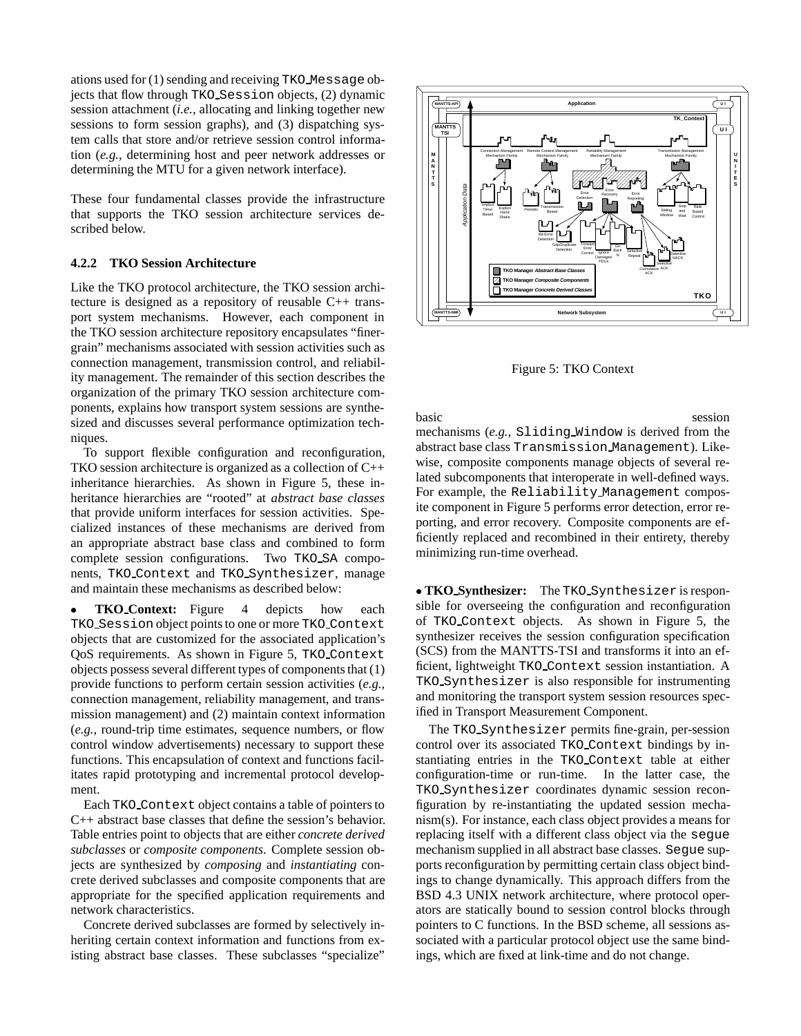ations used for (1) sending and receiving TKO_Message objects that flow through TKO_Session objects, (2) dynamic session attachment (*i.e.,* allocating and linking together new sessions to form session graphs), and (3) dispatching system calls that store and/or retrieve session control information (*e.g.,* determining host and peer network addresses or determining the MTU for a given network interface).

These four fundamental classes provide the infrastructure that supports the TKO session architecture services described below.

### 4.2.2 TKO Session Architecture

Like the TKO protocol architecture, the TKO session architecture is designed as a repository of reusable C++ transport system mechanisms. However, each component in the TKO session architecture repository encapsulates "finer-grain" mechanisms associated with session activities such as connection management, transmission control, and reliability management. The remainder of this section describes the organization of the primary TKO session architecture components, explains how transport system sessions are synthesized and discusses several performance optimization techniques.

To support flexible configuration and reconfiguration, TKO session architecture is organized as a collection of C++ inheritance hierarchies. As shown in Figure 5, these inheritance hierarchies are "rooted" at *abstract base classes* that provide uniform interfaces for session activities. Specialized instances of these mechanisms are derived from an appropriate abstract base class and combined to form complete session configurations. Two TKO_SA components, TKO_Context and TKO_Synthesizer, manage and maintain these mechanisms as described below:

- **TKO_Context:** Figure 4 depicts how each TKO_Session object points to one or more TKO_Context objects that are customized for the associated application's QoS requirements. As shown in Figure 5, TKO_Context objects possess several different types of components that (1) provide functions to perform certain session activities (*e.g.,* connection management, reliability management, and transmission management) and (2) maintain context information (*e.g.,* round-trip time estimates, sequence numbers, or flow control window advertisements) necessary to support these functions. This encapsulation of context and functions facilitates rapid prototyping and incremental protocol development.

Each TKO_Context object contains a table of pointers to C++ abstract base classes that define the session's behavior. Table entries point to objects that are either *concrete derived subclasses* or *composite components*. Complete session objects are synthesized by *composing* and *instantiating* concrete derived subclasses and composite components that are appropriate for the specified application requirements and network characteristics.

Concrete derived subclasses are formed by selectively inheriting certain context information and functions from existing abstract base classes. These subclasses "specialize" basic session mechanisms (*e.g.,* Sliding_Window is derived from the abstract base class Transmission_Management). Likewise, composite components manage objects of several related subcomponents that interoperate in well-defined ways. For example, the Reliability_Management composite component in Figure 5 performs error detection, error reporting, and error recovery. Composite components are efficiently replaced and recombined in their entirety, thereby minimizing run-time overhead.

Figure 5: TKO Context

- **TKO_Synthesizer:** The TKO_Synthesizer is responsible for overseeing the configuration and reconfiguration of TKO_Context objects. As shown in Figure 5, the synthesizer receives the session configuration specification (SCS) from the MANTTS-TSI and transforms it into an efficient, lightweight TKO_Context session instantiation. A TKO_Synthesizer is also responsible for instrumenting and monitoring the transport system session resources specified in Transport Measurement Component.

The TKO_Synthesizer permits fine-grain, per-session control over its associated TKO_Context bindings by instantiating entries in the TKO_Context table at either configuration-time or run-time. In the latter case, the TKO_Synthesizer coordinates dynamic session reconfiguration by re-instantiating the updated session mechanism(s). For instance, each class object provides a means for replacing itself with a different class object via the segue mechanism supplied in all abstract base classes. Segue supports reconfiguration by permitting certain class object bindings to change dynamically. This approach differs from the BSD 4.3 UNIX network architecture, where protocol operators are statically bound to session control blocks through pointers to C functions. In the BSD scheme, all sessions associated with a particular protocol object use the same bindings, which are fixed at link-time and do not change.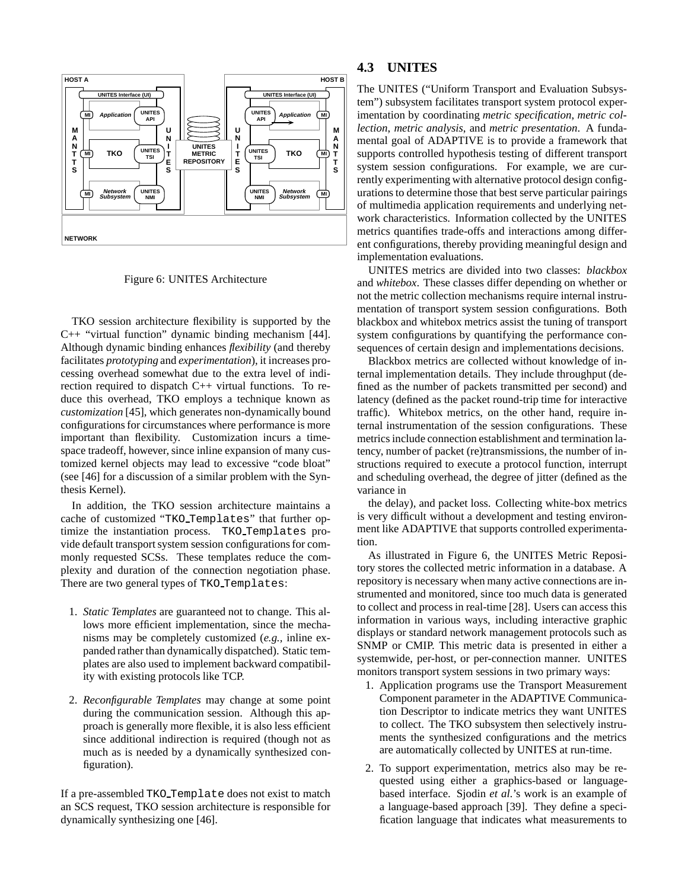Figure 6: UNITES Architecture

TKO session architecture flexibility is supported by the C++ "virtual function" dynamic binding mechanism [44]. Although dynamic binding enhances *flexibility* (and thereby facilitates *prototyping* and *experimentation*), it increases processing overhead somewhat due to the extra level of indirection required to dispatch C++ virtual functions. To reduce this overhead, TKO employs a technique known as *customization* [45], which generates non-dynamically bound configurations for circumstances where performance is more important than flexibility. Customization incurs a time-space tradeoff, however, since inline expansion of many customized kernel objects may lead to excessive "code bloat" (see [46] for a discussion of a similar problem with the Synthesis Kernel).

In addition, the TKO session architecture maintains a cache of customized "`TKO_Templates`" that further optimize the instantiation process. `TKO_Templates` provide default transport system session configurations for commonly requested SCSs. These templates reduce the complexity and duration of the connection negotiation phase. There are two general types of `TKO_Templates`:

1. *Static Templates* are guaranteed not to change. This allows more efficient implementation, since the mechanisms may be completely customized (*e.g.,* inline expanded rather than dynamically dispatched). Static templates are also used to implement backward compatibility with existing protocols like TCP.

2. *Reconfigurable Templates* may change at some point during the communication session. Although this approach is generally more flexible, it is also less efficient since additional indirection is required (though not as much as is needed by a dynamically synthesized configuration).

If a pre-assembled `TKO_Template` does not exist to match an SCS request, TKO session architecture is responsible for dynamically synthesizing one [46].

## 4.3 UNITES

The UNITES ("Uniform Transport and Evaluation Subsystem") subsystem facilitates transport system protocol experimentation by coordinating *metric specification*, *metric collection*, *metric analysis*, and *metric presentation*. A fundamental goal of ADAPTIVE is to provide a framework that supports controlled hypothesis testing of different transport system session configurations. For example, we are currently experimenting with alternative protocol design configurations to determine those that best serve particular pairings of multimedia application requirements and underlying network characteristics. Information collected by the UNITES metrics quantifies trade-offs and interactions among different configurations, thereby providing meaningful design and implementation evaluations.

UNITES metrics are divided into two classes: *blackbox* and *whitebox*. These classes differ depending on whether or not the metric collection mechanisms require internal instrumentation of transport system session configurations. Both blackbox and whitebox metrics assist the tuning of transport system configurations by quantifying the performance consequences of certain design and implementations decisions.

Blackbox metrics are collected without knowledge of internal implementation details. They include throughput (defined as the number of packets transmitted per second) and latency (defined as the packet round-trip time for interactive traffic). Whitebox metrics, on the other hand, require internal instrumentation of the session configurations. These metrics include connection establishment and termination latency, number of packet (re)transmissions, the number of instructions required to execute a protocol function, interrupt and scheduling overhead, the degree of jitter (defined as the variance in the delay), and packet loss. Collecting white-box metrics is very difficult without a development and testing environment like ADAPTIVE that supports controlled experimentation.

As illustrated in Figure 6, the UNITES Metric Repository stores the collected metric information in a database. A repository is necessary when many active connections are instrumented and monitored, since too much data is generated to collect and process in real-time [28]. Users can access this information in various ways, including interactive graphic displays or standard network management protocols such as SNMP or CMIP. This metric data is presented in either a systemwide, per-host, or per-connection manner. UNITES monitors transport system sessions in two primary ways:

1. Application programs use the Transport Measurement Component parameter in the ADAPTIVE Communication Descriptor to indicate metrics they want UNITES to collect. The TKO subsystem then selectively instruments the synthesized configurations and the metrics are automatically collected by UNITES at run-time.

2. To support experimentation, metrics also may be requested using either a graphics-based or language-based interface. Sjodin *et al.*'s work is an example of a language-based approach [39]. They define a specification language that indicates what measurements to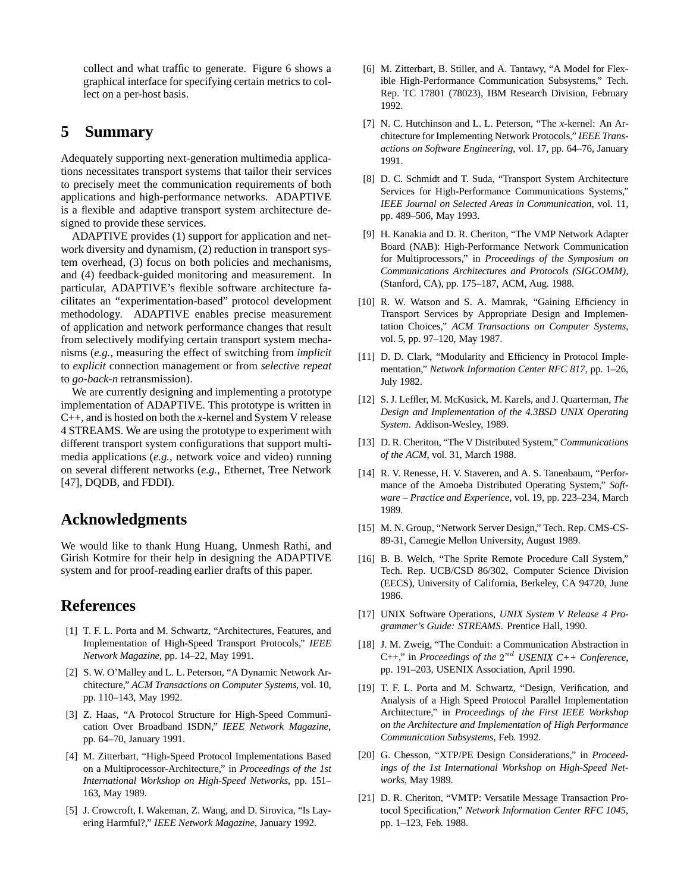collect and what traffic to generate. Figure 6 shows a graphical interface for specifying certain metrics to collect on a per-host basis.

## 5 Summary

Adequately supporting next-generation multimedia applications necessitates transport systems that tailor their services to precisely meet the communication requirements of both applications and high-performance networks. ADAPTIVE is a flexible and adaptive transport system architecture designed to provide these services.

ADAPTIVE provides (1) support for application and network diversity and dynamism, (2) reduction in transport system overhead, (3) focus on both policies and mechanisms, and (4) feedback-guided monitoring and measurement. In particular, ADAPTIVE's flexible software architecture facilitates an "experimentation-based" protocol development methodology. ADAPTIVE enables precise measurement of application and network performance changes that result from selectively modifying certain transport system mechanisms (*e.g.,* measuring the effect of switching from *implicit* to *explicit* connection management or from *selective repeat* to *go-back-n* retransmission).

We are currently designing and implementing a prototype implementation of ADAPTIVE. This prototype is written in C++, and is hosted on both the *x*-kernel and System V release 4 STREAMS. We are using the prototype to experiment with different transport system configurations that support multimedia applications (*e.g.,* network voice and video) running on several different networks (*e.g.,* Ethernet, Tree Network [47], DQDB, and FDDI).

## Acknowledgments

We would like to thank Hung Huang, Unmesh Rathi, and Girish Kotmire for their help in designing the ADAPTIVE system and for proof-reading earlier drafts of this paper.

## References

[1] T. F. L. Porta and M. Schwartz, "Architectures, Features, and Implementation of High-Speed Transport Protocols," *IEEE Network Magazine*, pp. 14–22, May 1991.

[2] S. W. O'Malley and L. L. Peterson, "A Dynamic Network Architecture," *ACM Transactions on Computer Systems*, vol. 10, pp. 110–143, May 1992.

[3] Z. Haas, "A Protocol Structure for High-Speed Communication Over Broadband ISDN," *IEEE Network Magazine*, pp. 64–70, January 1991.

[4] M. Zitterbart, "High-Speed Protocol Implementations Based on a Multiprocessor-Architecture," in *Proceedings of the 1st International Workshop on High-Speed Networks*, pp. 151–163, May 1989.

[5] J. Crowcroft, I. Wakeman, Z. Wang, and D. Sirovica, "Is Layering Harmful?," *IEEE Network Magazine*, January 1992.

[6] M. Zitterbart, B. Stiller, and A. Tantawy, "A Model for Flexible High-Performance Communication Subsystems," Tech. Rep. TC 17801 (78023), IBM Research Division, February 1992.

[7] N. C. Hutchinson and L. L. Peterson, "The *x*-kernel: An Architecture for Implementing Network Protocols," *IEEE Transactions on Software Engineering*, vol. 17, pp. 64–76, January 1991.

[8] D. C. Schmidt and T. Suda, "Transport System Architecture Services for High-Performance Communications Systems," *IEEE Journal on Selected Areas in Communication*, vol. 11, pp. 489–506, May 1993.

[9] H. Kanakia and D. R. Cheriton, "The VMP Network Adapter Board (NAB): High-Performance Network Communication for Multiprocessors," in *Proceedings of the Symposium on Communications Architectures and Protocols (SIGCOMM)*, (Stanford, CA), pp. 175–187, ACM, Aug. 1988.

[10] R. W. Watson and S. A. Mamrak, "Gaining Efficiency in Transport Services by Appropriate Design and Implementation Choices," *ACM Transactions on Computer Systems*, vol. 5, pp. 97–120, May 1987.

[11] D. D. Clark, "Modularity and Efficiency in Protocol Implementation," *Network Information Center RFC 817*, pp. 1–26, July 1982.

[12] S. J. Leffler, M. McKusick, M. Karels, and J. Quarterman, *The Design and Implementation of the 4.3BSD UNIX Operating System*. Addison-Wesley, 1989.

[13] D. R. Cheriton, "The V Distributed System," *Communications of the ACM*, vol. 31, March 1988.

[14] R. V. Renesse, H. V. Staveren, and A. S. Tanenbaum, "Performance of the Amoeba Distributed Operating System," *Software – Practice and Experience*, vol. 19, pp. 223–234, March 1989.

[15] M. N. Group, "Network Server Design," Tech. Rep. CMS-CS-89-31, Carnegie Mellon University, August 1989.

[16] B. B. Welch, "The Sprite Remote Procedure Call System," Tech. Rep. UCB/CSD 86/302, Computer Science Division (EECS), University of California, Berkeley, CA 94720, June 1986.

[17] UNIX Software Operations, *UNIX System V Release 4 Programmer's Guide: STREAMS*. Prentice Hall, 1990.

[18] J. M. Zweig, "The Conduit: a Communication Abstraction in C++," in *Proceedings of the* $2^{nd}$ *USENIX C++ Conference*, pp. 191–203, USENIX Association, April 1990.

[19] T. F. L. Porta and M. Schwartz, "Design, Verification, and Analysis of a High Speed Protocol Parallel Implementation Architecture," in *Proceedings of the First IEEE Workshop on the Architecture and Implementation of High Performance Communication Subsystems*, Feb. 1992.

[20] G. Chesson, "XTP/PE Design Considerations," in *Proceedings of the 1st International Workshop on High-Speed Networks*, May 1989.

[21] D. R. Cheriton, "VMTP: Versatile Message Transaction Protocol Specification," *Network Information Center RFC 1045*, pp. 1–123, Feb. 1988.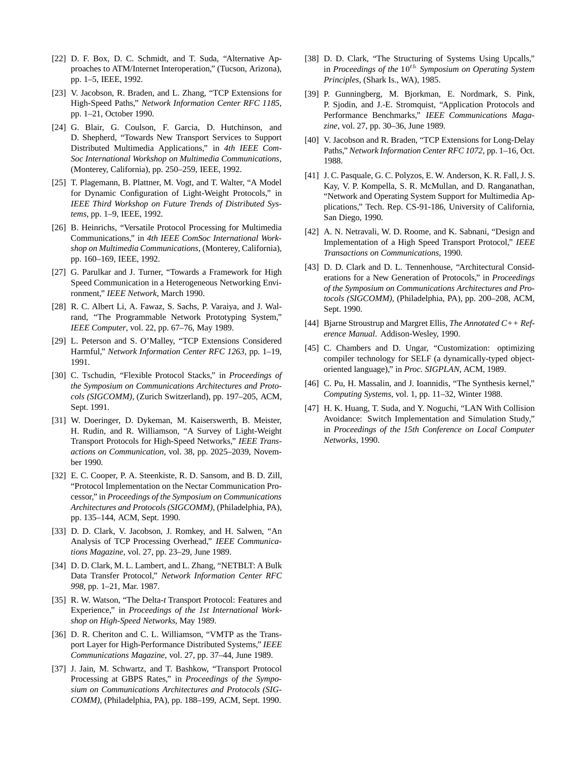[22] D. F. Box, D. C. Schmidt, and T. Suda, "Alternative Approaches to ATM/Internet Interoperation," (Tucson, Arizona), pp. 1–5, IEEE, 1992.

[23] V. Jacobson, R. Braden, and L. Zhang, "TCP Extensions for High-Speed Paths," *Network Information Center RFC 1185*, pp. 1–21, October 1990.

[24] G. Blair, G. Coulson, F. Garcia, D. Hutchinson, and D. Shepherd, "Towards New Transport Services to Support Distributed Multimedia Applications," in *4th IEEE ComSoc International Workshop on Multimedia Communications*, (Monterey, California), pp. 250–259, IEEE, 1992.

[25] T. Plagemann, B. Plattner, M. Vogt, and T. Walter, "A Model for Dynamic Configuration of Light-Weight Protocols," in *IEEE Third Workshop on Future Trends of Distributed Systems*, pp. 1–9, IEEE, 1992.

[26] B. Heinrichs, "Versatile Protocol Processing for Multimedia Communications," in *4th IEEE ComSoc International Workshop on Multimedia Communications*, (Monterey, California), pp. 160–169, IEEE, 1992.

[27] G. Parulkar and J. Turner, "Towards a Framework for High Speed Communication in a Heterogeneous Networking Environment," *IEEE Network*, March 1990.

[28] R. C. Albert Li, A. Fawaz, S. Sachs, P. Varaiya, and J. Walrand, "The Programmable Network Prototyping System," *IEEE Computer*, vol. 22, pp. 67–76, May 1989.

[29] L. Peterson and S. O'Malley, "TCP Extensions Considered Harmful," *Network Information Center RFC 1263*, pp. 1–19, 1991.

[30] C. Tschudin, "Flexible Protocol Stacks," in *Proceedings of the Symposium on Communications Architectures and Protocols (SIGCOMM)*, (Zurich Switzerland), pp. 197–205, ACM, Sept. 1991.

[31] W. Doeringer, D. Dykeman, M. Kaiserswerth, B. Meister, H. Rudin, and R. Williamson, "A Survey of Light-Weight Transport Protocols for High-Speed Networks," *IEEE Transactions on Communication*, vol. 38, pp. 2025–2039, November 1990.

[32] E. C. Cooper, P. A. Steenkiste, R. D. Sansom, and B. D. Zill, "Protocol Implementation on the Nectar Communication Processor," in *Proceedings of the Symposium on Communications Architectures and Protocols (SIGCOMM)*, (Philadelphia, PA), pp. 135–144, ACM, Sept. 1990.

[33] D. D. Clark, V. Jacobson, J. Romkey, and H. Salwen, "An Analysis of TCP Processing Overhead," *IEEE Communications Magazine*, vol. 27, pp. 23–29, June 1989.

[34] D. D. Clark, M. L. Lambert, and L. Zhang, "NETBLT: A Bulk Data Transfer Protocol," *Network Information Center RFC 998*, pp. 1–21, Mar. 1987.

[35] R. W. Watson, "The Delta-*t* Transport Protocol: Features and Experience," in *Proceedings of the 1st International Workshop on High-Speed Networks*, May 1989.

[36] D. R. Cheriton and C. L. Williamson, "VMTP as the Transport Layer for High-Performance Distributed Systems," *IEEE Communications Magazine*, vol. 27, pp. 37–44, June 1989.

[37] J. Jain, M. Schwartz, and T. Bashkow, "Transport Protocol Processing at GBPS Rates," in *Proceedings of the Symposium on Communications Architectures and Protocols (SIGCOMM)*, (Philadelphia, PA), pp. 188–199, ACM, Sept. 1990.

[38] D. D. Clark, "The Structuring of Systems Using Upcalls," in *Proceedings of the* $10^{th}$ *Symposium on Operating System Principles*, (Shark Is., WA), 1985.

[39] P. Gunningberg, M. Bjorkman, E. Nordmark, S. Pink, P. Sjodin, and J.-E. Stromquist, "Application Protocols and Performance Benchmarks," *IEEE Communications Magazine*, vol. 27, pp. 30–36, June 1989.

[40] V. Jacobson and R. Braden, "TCP Extensions for Long-Delay Paths," *Network Information Center RFC 1072*, pp. 1–16, Oct. 1988.

[41] J. C. Pasquale, G. C. Polyzos, E. W. Anderson, K. R. Fall, J. S. Kay, V. P. Kompella, S. R. McMullan, and D. Ranganathan, "Network and Operating System Support for Multimedia Applications," Tech. Rep. CS-91-186, University of California, San Diego, 1990.

[42] A. N. Netravali, W. D. Roome, and K. Sabnani, "Design and Implementation of a High Speed Transport Protocol," *IEEE Transactions on Communications*, 1990.

[43] D. D. Clark and D. L. Tennenhouse, "Architectural Considerations for a New Generation of Protocols," in *Proceedings of the Symposium on Communications Architectures and Protocols (SIGCOMM)*, (Philadelphia, PA), pp. 200–208, ACM, Sept. 1990.

[44] Bjarne Stroustrup and Margret Ellis, *The Annotated C++ Reference Manual*. Addison-Wesley, 1990.

[45] C. Chambers and D. Ungar, "Customization: optimizing compiler technology for SELF (a dynamically-typed object-oriented language)," in *Proc. SIGPLAN*, ACM, 1989.

[46] C. Pu, H. Massalin, and J. Ioannidis, "The Synthesis kernel," *Computing Systems*, vol. 1, pp. 11–32, Winter 1988.

[47] H. K. Huang, T. Suda, and Y. Noguchi, "LAN With Collision Avoidance: Switch Implementation and Simulation Study," in *Proceedings of the 15th Conference on Local Computer Networks*, 1990.